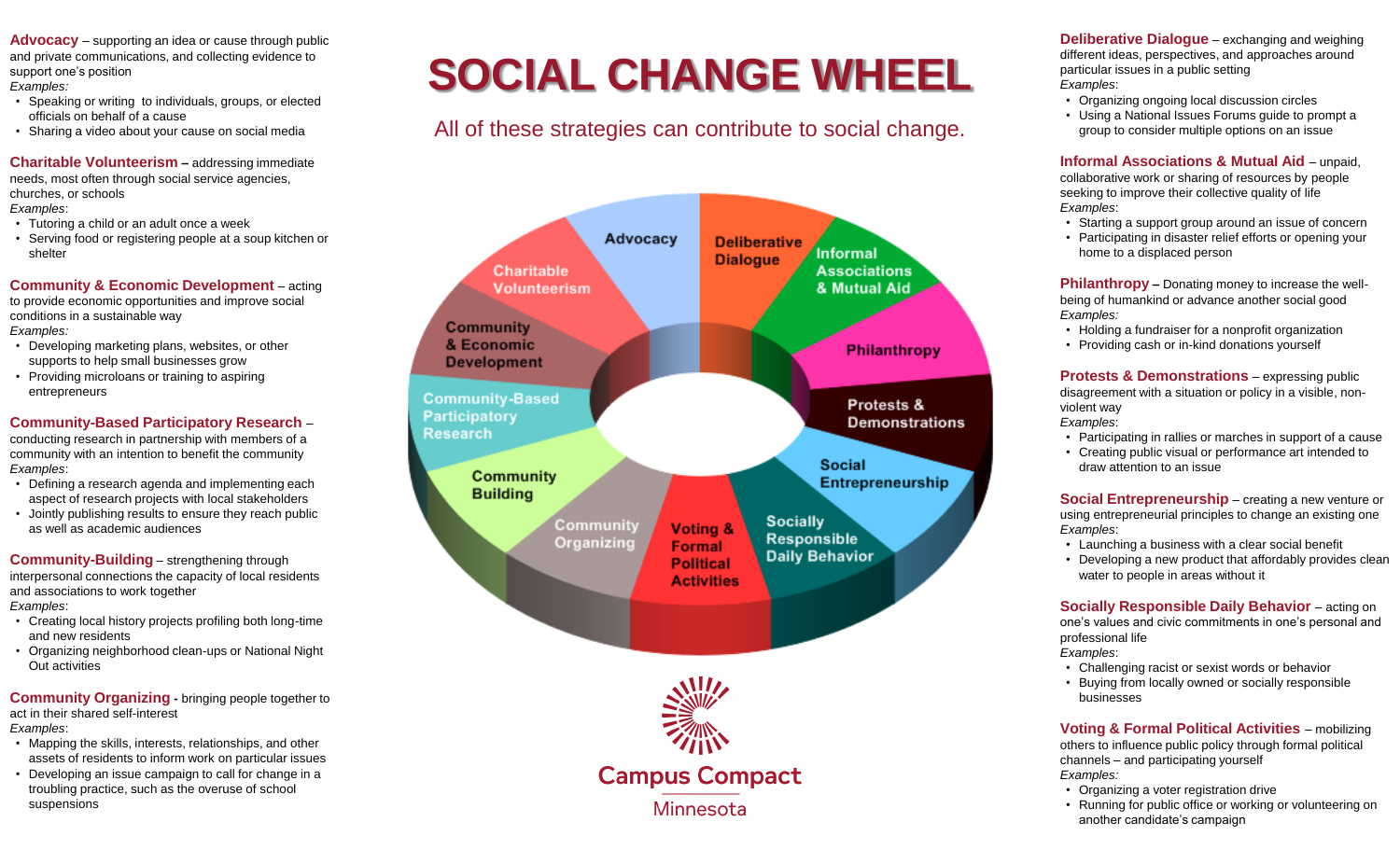# SOCIAL CHANGE WHEEL

All of these strategies can contribute to social change.

**Advocacy** – supporting an idea or cause through public and private communications, and collecting evidence to support one's position
*Examples*:
- Speaking or writing to individuals, groups, or elected officials on behalf of a cause
- Sharing a video about your cause on social media

**Charitable Volunteerism** – addressing immediate needs, most often through social service agencies, churches, or schools
*Examples*:
- Tutoring a child or an adult once a week
- Serving food or registering people at a soup kitchen or shelter

**Community & Economic Development** – acting to provide economic opportunities and improve social conditions in a sustainable way
*Examples:*
- Developing marketing plans, websites, or other supports to help small businesses grow
- Providing microloans or training to aspiring entrepreneurs

**Community-Based Participatory Research** – conducting research in partnership with members of a community with an intention to benefit the community
*Examples*:
- Defining a research agenda and implementing each aspect of research projects with local stakeholders
- Jointly publishing results to ensure they reach public as well as academic audiences

**Community-Building** – strengthening through interpersonal connections the capacity of local residents and associations to work together
*Examples*:
- Creating local history projects profiling both long-time and new residents
- Organizing neighborhood clean-ups or National Night Out activities

**Community Organizing** - bringing people together to act in their shared self-interest
*Examples*:
- Mapping the skills, interests, relationships, and other assets of residents to inform work on particular issues
- Developing an issue campaign to call for change in a troubling practice, such as the overuse of school suspensions

**Deliberative Dialogue** – exchanging and weighing different ideas, perspectives, and approaches around particular issues in a public setting
*Examples*:
- Organizing ongoing local discussion circles
- Using a National Issues Forums guide to prompt a group to consider multiple options on an issue

**Informal Associations & Mutual Aid** – unpaid, collaborative work or sharing of resources by people seeking to improve their collective quality of life
*Examples*:
- Starting a support group around an issue of concern
- Participating in disaster relief efforts or opening your home to a displaced person

**Philanthropy** – Donating money to increase the well-being of humankind or advance another social good
*Examples:*
- Holding a fundraiser for a nonprofit organization
- Providing cash or in-kind donations yourself

**Protests & Demonstrations** – expressing public disagreement with a situation or policy in a visible, non-violent way
*Examples*:
- Participating in rallies or marches in support of a cause
- Creating public visual or performance art intended to draw attention to an issue

**Social Entrepreneurship** – creating a new venture or using entrepreneurial principles to change an existing one
*Examples*:
- Launching a business with a clear social benefit
- Developing a new product that affordably provides clean water to people in areas without it

**Socially Responsible Daily Behavior** – acting on one's values and civic commitments in one's personal and professional life
*Examples*:
- Challenging racist or sexist words or behavior
- Buying from locally owned or socially responsible businesses

**Voting & Formal Political Activities** – mobilizing others to influence public policy through formal political channels – and participating yourself
*Examples:*
- Organizing a voter registration drive
- Running for public office or working or volunteering on another candidate's campaign

Campus Compact
Minnesota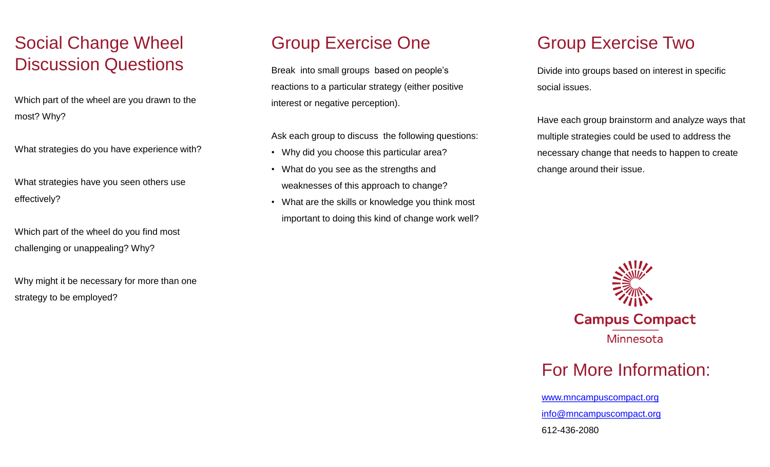# Social Change Wheel Discussion Questions

Which part of the wheel are you drawn to the most? Why?

What strategies do you have experience with?

What strategies have you seen others use effectively?

Which part of the wheel do you find most challenging or unappealing? Why?

Why might it be necessary for more than one strategy to be employed?

# Group Exercise One

Break into small groups based on people's reactions to a particular strategy (either positive interest or negative perception).

Ask each group to discuss the following questions:

- Why did you choose this particular area?
- What do you see as the strengths and weaknesses of this approach to change?
- What are the skills or knowledge you think most important to doing this kind of change work well?

# Group Exercise Two

Divide into groups based on interest in specific social issues.

Have each group brainstorm and analyze ways that multiple strategies could be used to address the necessary change that needs to happen to create change around their issue.

Campus Compact

Minnesota

# For More Information:

www.mncampuscompact.org

info@mncampuscompact.org

612-436-2080